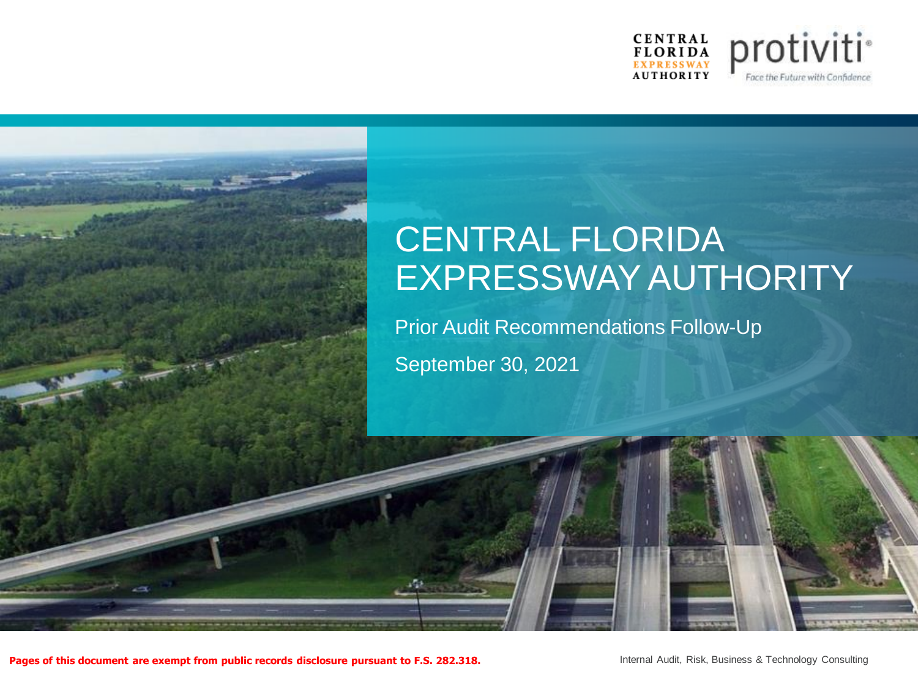CENTRAL FLORIDA EXPRESSWAY AUTHORITY

protiviti

Face the Future with Confidence

# CENTRAL FLORIDA EXPRESSWAY AUTHORITY

Prior Audit Recommendations Follow-Up

September 30, 2021

**Pages of this document are exempt from public records disclosure pursuant to F.S. 282.318.**

Internal Audit, Risk, Business & Technology Consulting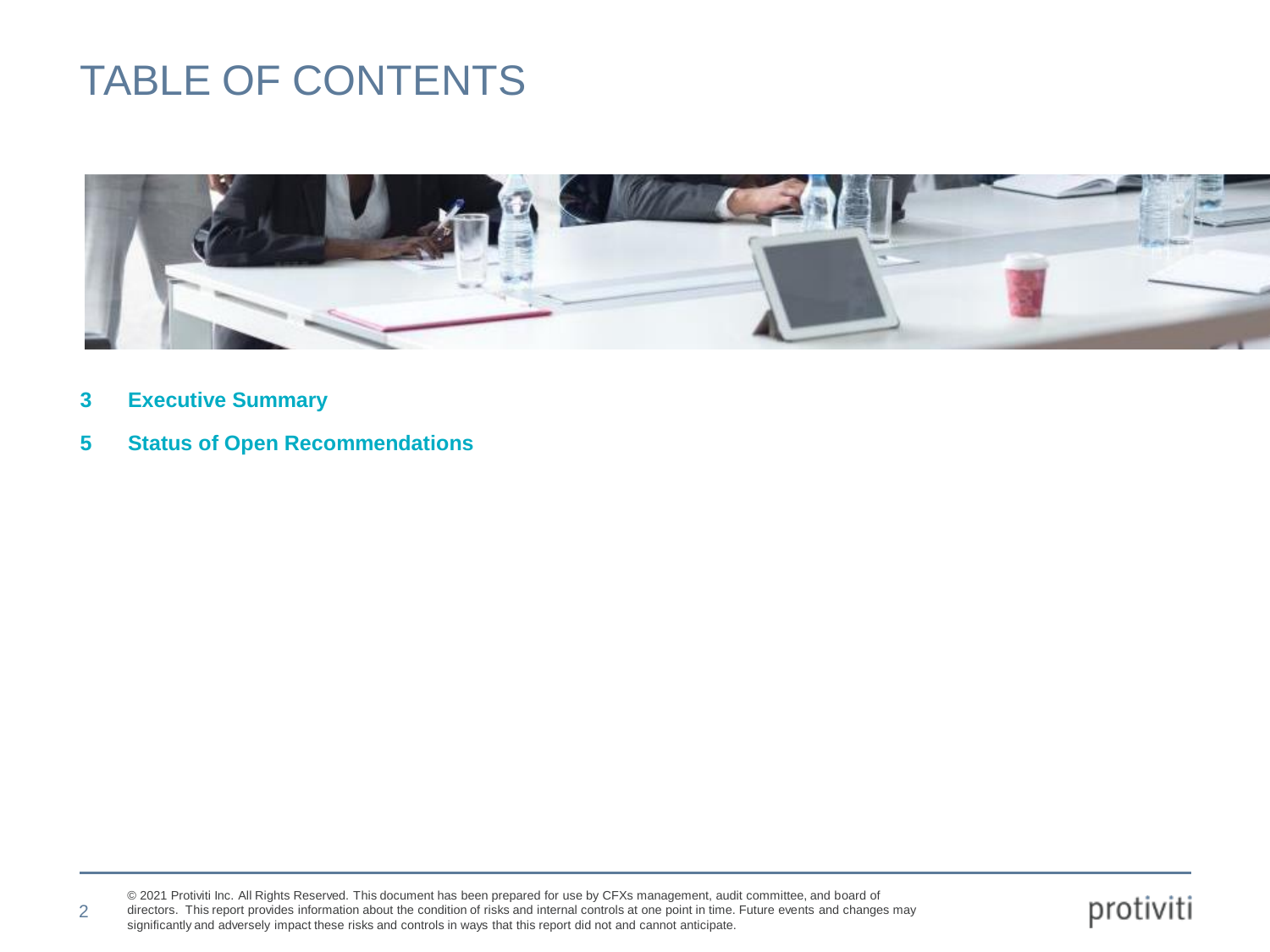# TABLE OF CONTENTS

**3 Executive Summary**

**5 Status of Open Recommendations**

© 2021 Protiviti Inc. All Rights Reserved. This document has been prepared for use by CFXs management, audit committee, and board of directors. This report provides information about the condition of risks and internal controls at one point in time. Future events and changes may significantly and adversely impact these risks and controls in ways that this report did not and cannot anticipate.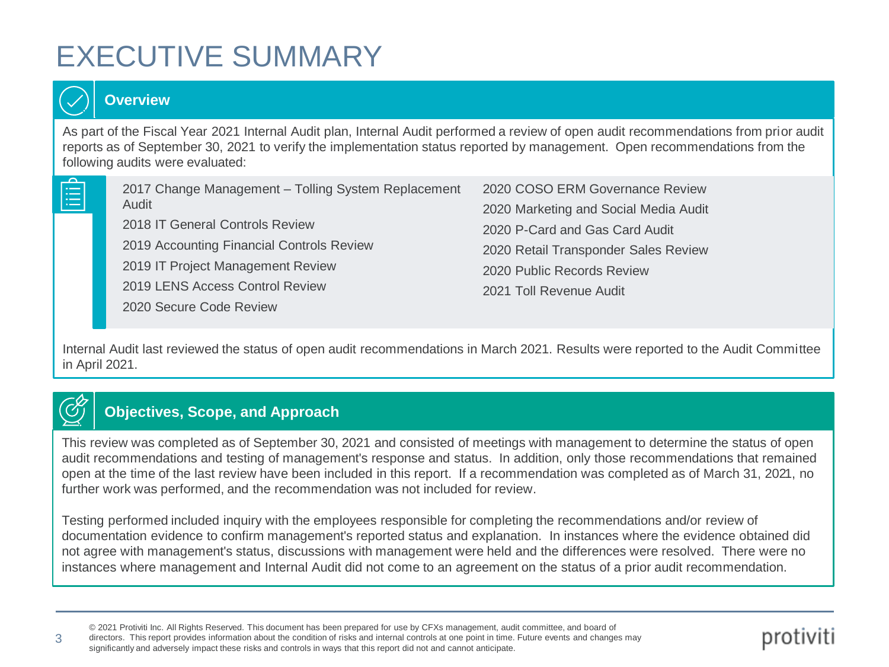# EXECUTIVE SUMMARY

## Overview

As part of the Fiscal Year 2021 Internal Audit plan, Internal Audit performed a review of open audit recommendations from prior audit reports as of September 30, 2021 to verify the implementation status reported by management. Open recommendations from the following audits were evaluated:

- 2017 Change Management – Tolling System Replacement Audit
- 2018 IT General Controls Review
- 2019 Accounting Financial Controls Review
- 2019 IT Project Management Review
- 2019 LENS Access Control Review
- 2020 Secure Code Review
- 2020 COSO ERM Governance Review
- 2020 Marketing and Social Media Audit
- 2020 P-Card and Gas Card Audit
- 2020 Retail Transponder Sales Review
- 2020 Public Records Review
- 2021 Toll Revenue Audit

Internal Audit last reviewed the status of open audit recommendations in March 2021. Results were reported to the Audit Committee in April 2021.

## Objectives, Scope, and Approach

This review was completed as of September 30, 2021 and consisted of meetings with management to determine the status of open audit recommendations and testing of management's response and status. In addition, only those recommendations that remained open at the time of the last review have been included in this report. If a recommendation was completed as of March 31, 2021, no further work was performed, and the recommendation was not included for review.

Testing performed included inquiry with the employees responsible for completing the recommendations and/or review of documentation evidence to confirm management's reported status and explanation. In instances where the evidence obtained did not agree with management's status, discussions with management were held and the differences were resolved. There were no instances where management and Internal Audit did not come to an agreement on the status of a prior audit recommendation.

© 2021 Protiviti Inc. All Rights Reserved. This document has been prepared for use by CFXs management, audit committee, and board of directors. This report provides information about the condition of risks and internal controls at one point in time. Future events and changes may significantly and adversely impact these risks and controls in ways that this report did not and cannot anticipate.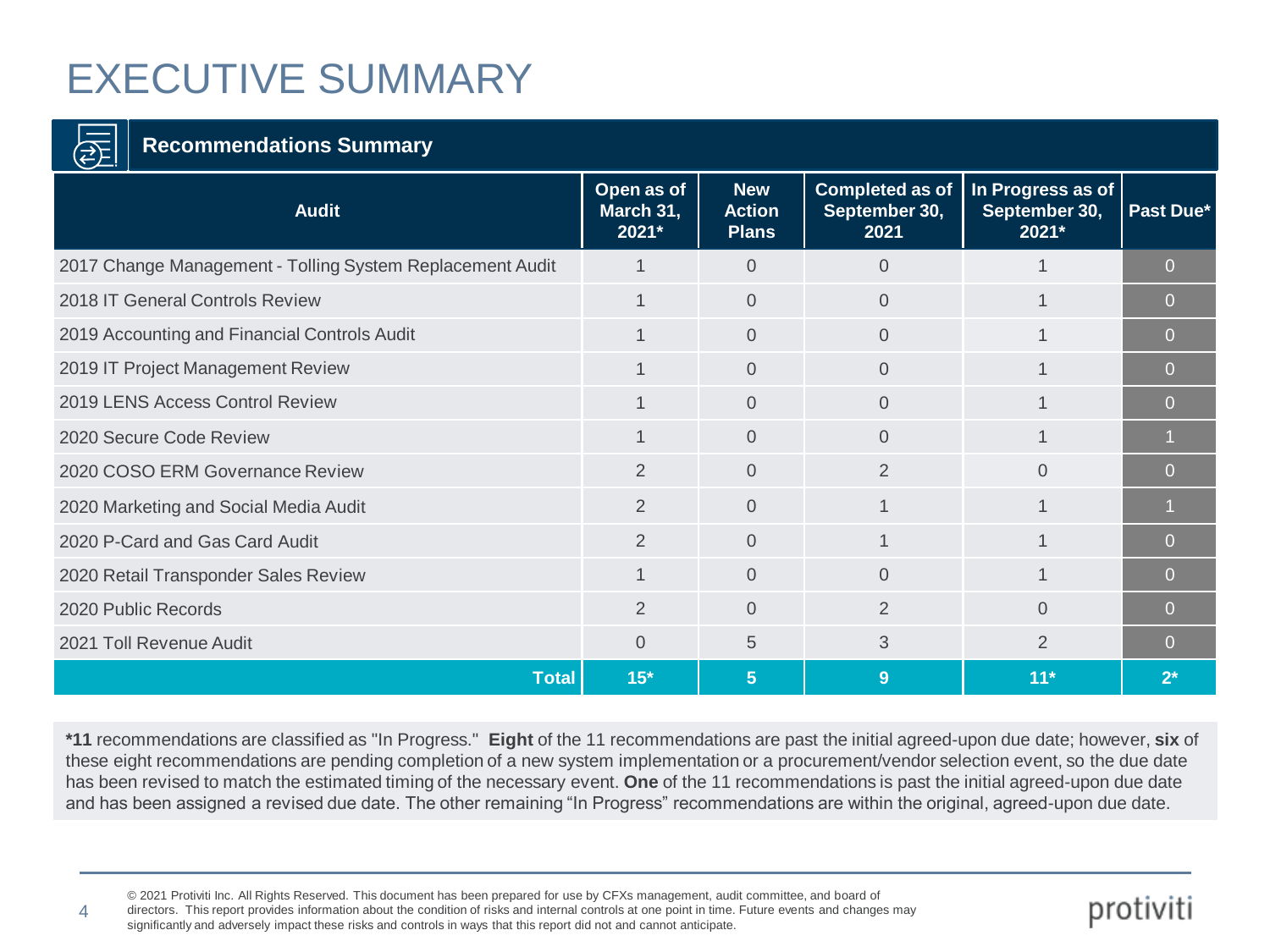# EXECUTIVE SUMMARY

## Recommendations Summary

| Audit | Open as of March 31, 2021* | New Action Plans | Completed as of September 30, 2021 | In Progress as of September 30, 2021* | Past Due* |
|---|---|---|---|---|---|
| 2017 Change Management - Tolling System Replacement Audit | 1 | 0 | 0 | 1 | 0 |
| 2018 IT General Controls Review | 1 | 0 | 0 | 1 | 0 |
| 2019 Accounting and Financial Controls Audit | 1 | 0 | 0 | 1 | 0 |
| 2019 IT Project Management Review | 1 | 0 | 0 | 1 | 0 |
| 2019 LENS Access Control Review | 1 | 0 | 0 | 1 | 0 |
| 2020 Secure Code Review | 1 | 0 | 0 | 1 | 1 |
| 2020 COSO ERM Governance Review | 2 | 0 | 2 | 0 | 0 |
| 2020 Marketing and Social Media Audit | 2 | 0 | 1 | 1 | 1 |
| 2020 P-Card and Gas Card Audit | 2 | 0 | 1 | 1 | 0 |
| 2020 Retail Transponder Sales Review | 1 | 0 | 0 | 1 | 0 |
| 2020 Public Records | 2 | 0 | 2 | 0 | 0 |
| 2021 Toll Revenue Audit | 0 | 5 | 3 | 2 | 0 |
| **Total** | **15*** | **5** | **9** | **11*** | **2*** |

***11** recommendations are classified as "In Progress." **Eight** of the 11 recommendations are past the initial agreed-upon due date; however, **six** of these eight recommendations are pending completion of a new system implementation or a procurement/vendor selection event, so the due date has been revised to match the estimated timing of the necessary event. **One** of the 11 recommendations is past the initial agreed-upon due date and has been assigned a revised due date. The other remaining "In Progress" recommendations are within the original, agreed-upon due date.

© 2021 Protiviti Inc. All Rights Reserved. This document has been prepared for use by CFXs management, audit committee, and board of directors. This report provides information about the condition of risks and internal controls at one point in time. Future events and changes may significantly and adversely impact these risks and controls in ways that this report did not and cannot anticipate.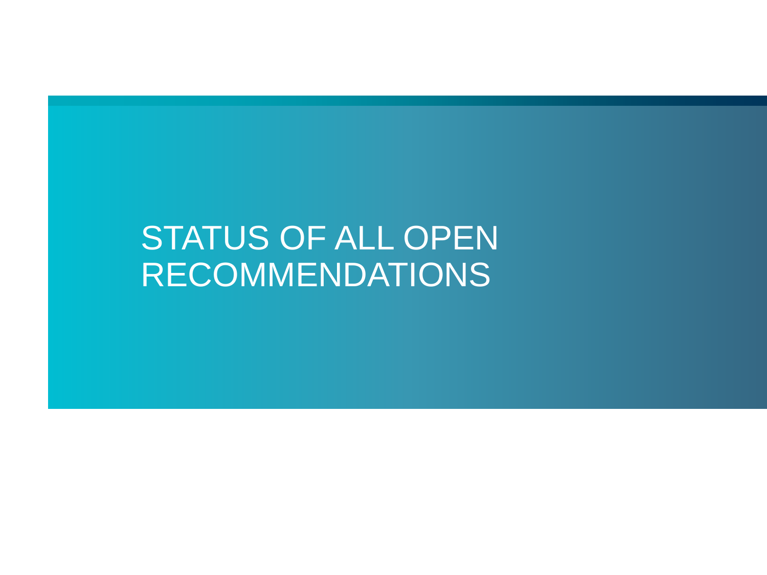# STATUS OF ALL OPEN RECOMMENDATIONS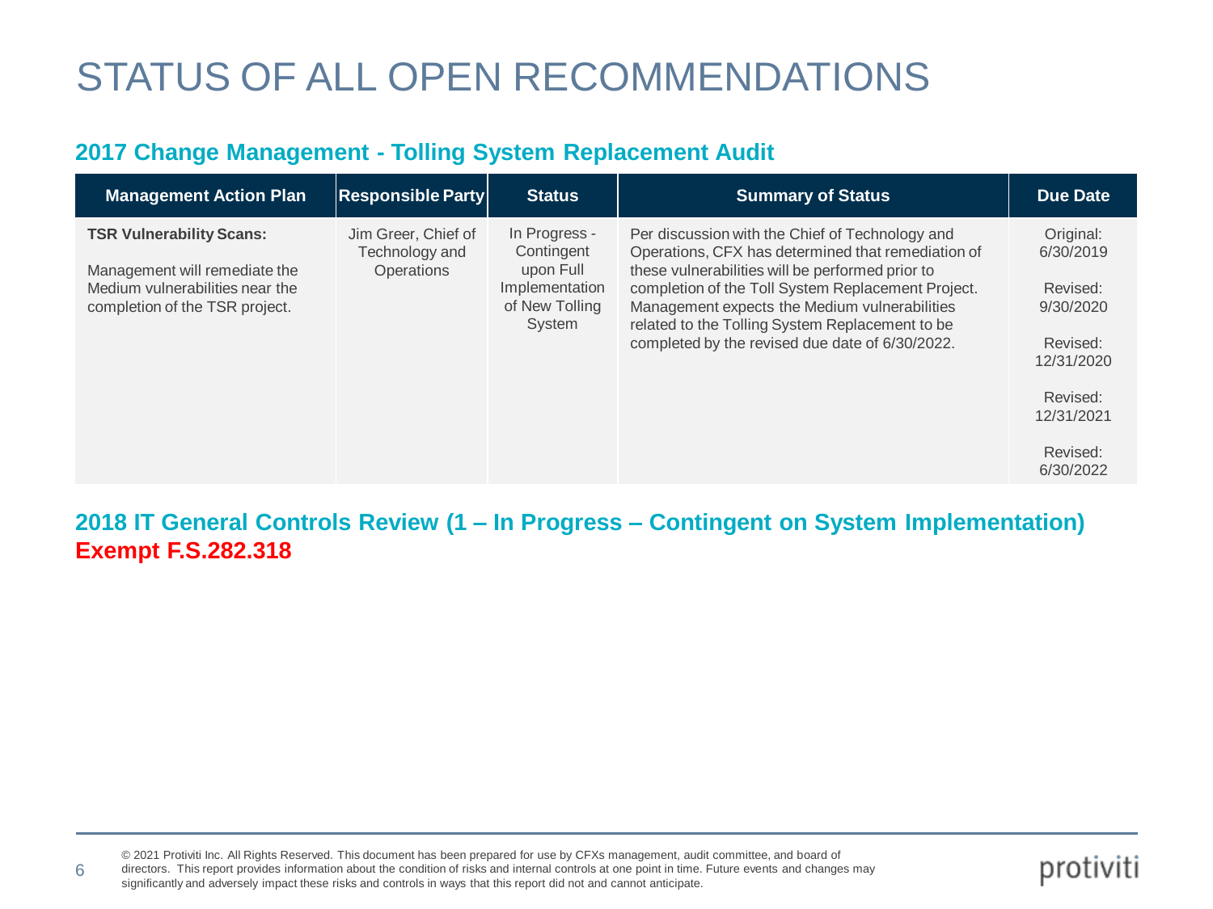# STATUS OF ALL OPEN RECOMMENDATIONS

## 2017 Change Management - Tolling System Replacement Audit

| Management Action Plan | Responsible Party | Status | Summary of Status | Due Date |
|---|---|---|---|---|
| **TSR Vulnerability Scans:**<br><br>Management will remediate the Medium vulnerabilities near the completion of the TSR project. | Jim Greer, Chief of Technology and Operations | In Progress - Contingent upon Full Implementation of New Tolling System | Per discussion with the Chief of Technology and Operations, CFX has determined that remediation of these vulnerabilities will be performed prior to completion of the Toll System Replacement Project. Management expects the Medium vulnerabilities related to the Tolling System Replacement to be completed by the revised due date of 6/30/2022. | Original: 6/30/2019<br><br>Revised: 9/30/2020<br><br>Revised: 12/31/2020<br><br>Revised: 12/31/2021<br><br>Revised: 6/30/2022 |

## 2018 IT General Controls Review (1 – In Progress – Contingent on System Implementation)

**Exempt F.S.282.318**

© 2021 Protiviti Inc. All Rights Reserved. This document has been prepared for use by CFXs management, audit committee, and board of directors. This report provides information about the condition of risks and internal controls at one point in time. Future events and changes may significantly and adversely impact these risks and controls in ways that this report did not and cannot anticipate.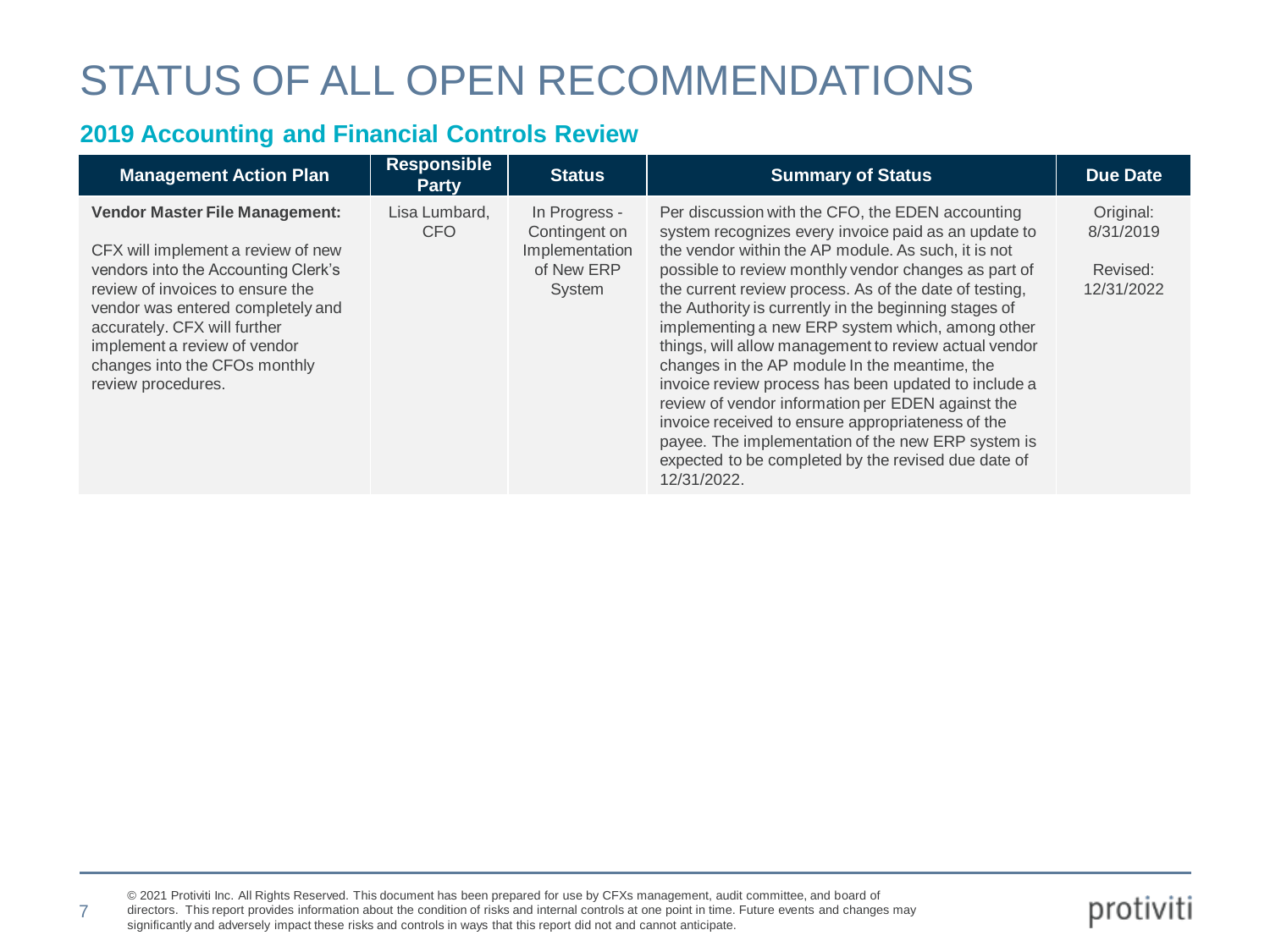# STATUS OF ALL OPEN RECOMMENDATIONS

## 2019 Accounting and Financial Controls Review

| Management Action Plan | Responsible Party | Status | Summary of Status | Due Date |
|---|---|---|---|---|
| **Vendor Master File Management:**<br><br>CFX will implement a review of new vendors into the Accounting Clerk's review of invoices to ensure the vendor was entered completely and accurately. CFX will further implement a review of vendor changes into the CFOs monthly review procedures. | Lisa Lumbard, CFO | In Progress - Contingent on Implementation of New ERP System | Per discussion with the CFO, the EDEN accounting system recognizes every invoice paid as an update to the vendor within the AP module. As such, it is not possible to review monthly vendor changes as part of the current review process. As of the date of testing, the Authority is currently in the beginning stages of implementing a new ERP system which, among other things, will allow management to review actual vendor changes in the AP module In the meantime, the invoice review process has been updated to include a review of vendor information per EDEN against the invoice received to ensure appropriateness of the payee. The implementation of the new ERP system is expected to be completed by the revised due date of 12/31/2022. | Original: 8/31/2019<br><br>Revised: 12/31/2022 |

© 2021 Protiviti Inc. All Rights Reserved. This document has been prepared for use by CFXs management, audit committee, and board of directors. This report provides information about the condition of risks and internal controls at one point in time. Future events and changes may significantly and adversely impact these risks and controls in ways that this report did not and cannot anticipate.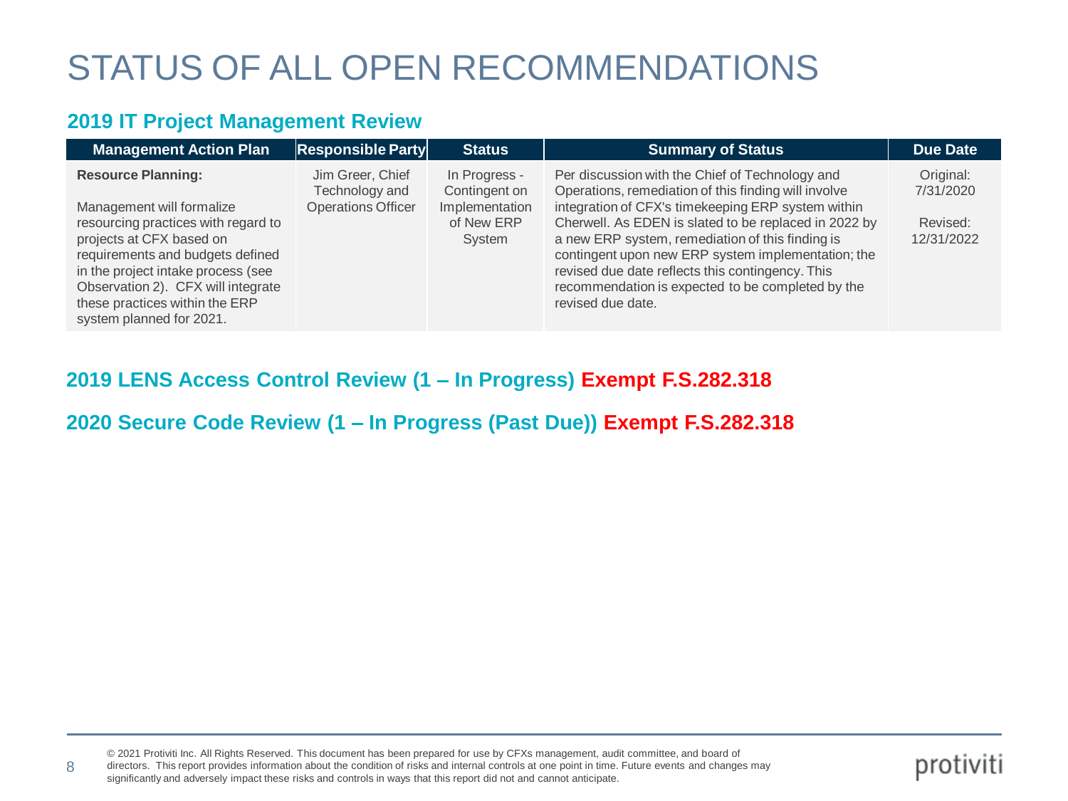# STATUS OF ALL OPEN RECOMMENDATIONS

## 2019 IT Project Management Review

| Management Action Plan | Responsible Party | Status | Summary of Status | Due Date |
| --- | --- | --- | --- | --- |
| **Resource Planning:** Management will formalize resourcing practices with regard to projects at CFX based on requirements and budgets defined in the project intake process (see Observation 2). CFX will integrate these practices within the ERP system planned for 2021. | Jim Greer, Chief Technology and Operations Officer | In Progress - Contingent on Implementation of New ERP System | Per discussion with the Chief of Technology and Operations, remediation of this finding will involve integration of CFX's timekeeping ERP system within Cherwell. As EDEN is slated to be replaced in 2022 by a new ERP system, remediation of this finding is contingent upon new ERP system implementation; the revised due date reflects this contingency. This recommendation is expected to be completed by the revised due date. | Original: 7/31/2020<br><br>Revised: 12/31/2022 |

## 2019 LENS Access Control Review (1 – In Progress) Exempt F.S.282.318

## 2020 Secure Code Review (1 – In Progress (Past Due)) Exempt F.S.282.318

© 2021 Protiviti Inc. All Rights Reserved. This document has been prepared for use by CFXs management, audit committee, and board of directors. This report provides information about the condition of risks and internal controls at one point in time. Future events and changes may significantly and adversely impact these risks and controls in ways that this report did not and cannot anticipate.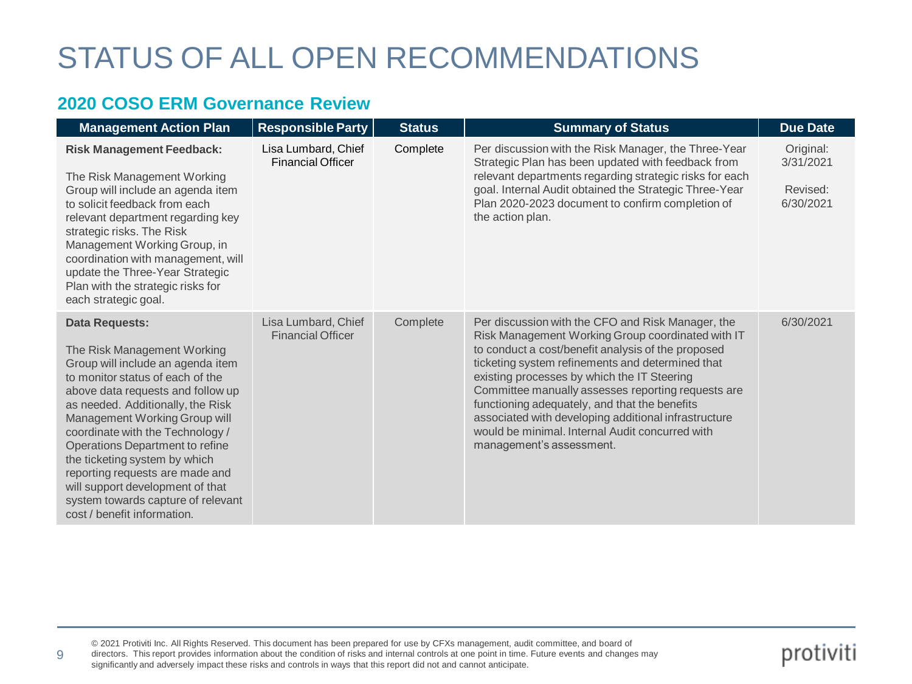# STATUS OF ALL OPEN RECOMMENDATIONS

## 2020 COSO ERM Governance Review

| Management Action Plan | Responsible Party | Status | Summary of Status | Due Date |
|---|---|---|---|---|
| **Risk Management Feedback:**<br><br>The Risk Management Working Group will include an agenda item to solicit feedback from each relevant department regarding key strategic risks. The Risk Management Working Group, in coordination with management, will update the Three-Year Strategic Plan with the strategic risks for each strategic goal. | Lisa Lumbard, Chief Financial Officer | Complete | Per discussion with the Risk Manager, the Three-Year Strategic Plan has been updated with feedback from relevant departments regarding strategic risks for each goal. Internal Audit obtained the Strategic Three-Year Plan 2020-2023 document to confirm completion of the action plan. | Original: 3/31/2021<br><br>Revised: 6/30/2021 |
| **Data Requests:**<br><br>The Risk Management Working Group will include an agenda item to monitor status of each of the above data requests and follow up as needed. Additionally, the Risk Management Working Group will coordinate with the Technology / Operations Department to refine the ticketing system by which reporting requests are made and will support development of that system towards capture of relevant cost / benefit information. | Lisa Lumbard, Chief Financial Officer | Complete | Per discussion with the CFO and Risk Manager, the Risk Management Working Group coordinated with IT to conduct a cost/benefit analysis of the proposed ticketing system refinements and determined that existing processes by which the IT Steering Committee manually assesses reporting requests are functioning adequately, and that the benefits associated with developing additional infrastructure would be minimal. Internal Audit concurred with management's assessment. | 6/30/2021 |

© 2021 Protiviti Inc. All Rights Reserved. This document has been prepared for use by CFXs management, audit committee, and board of directors. This report provides information about the condition of risks and internal controls at one point in time. Future events and changes may significantly and adversely impact these risks and controls in ways that this report did not and cannot anticipate.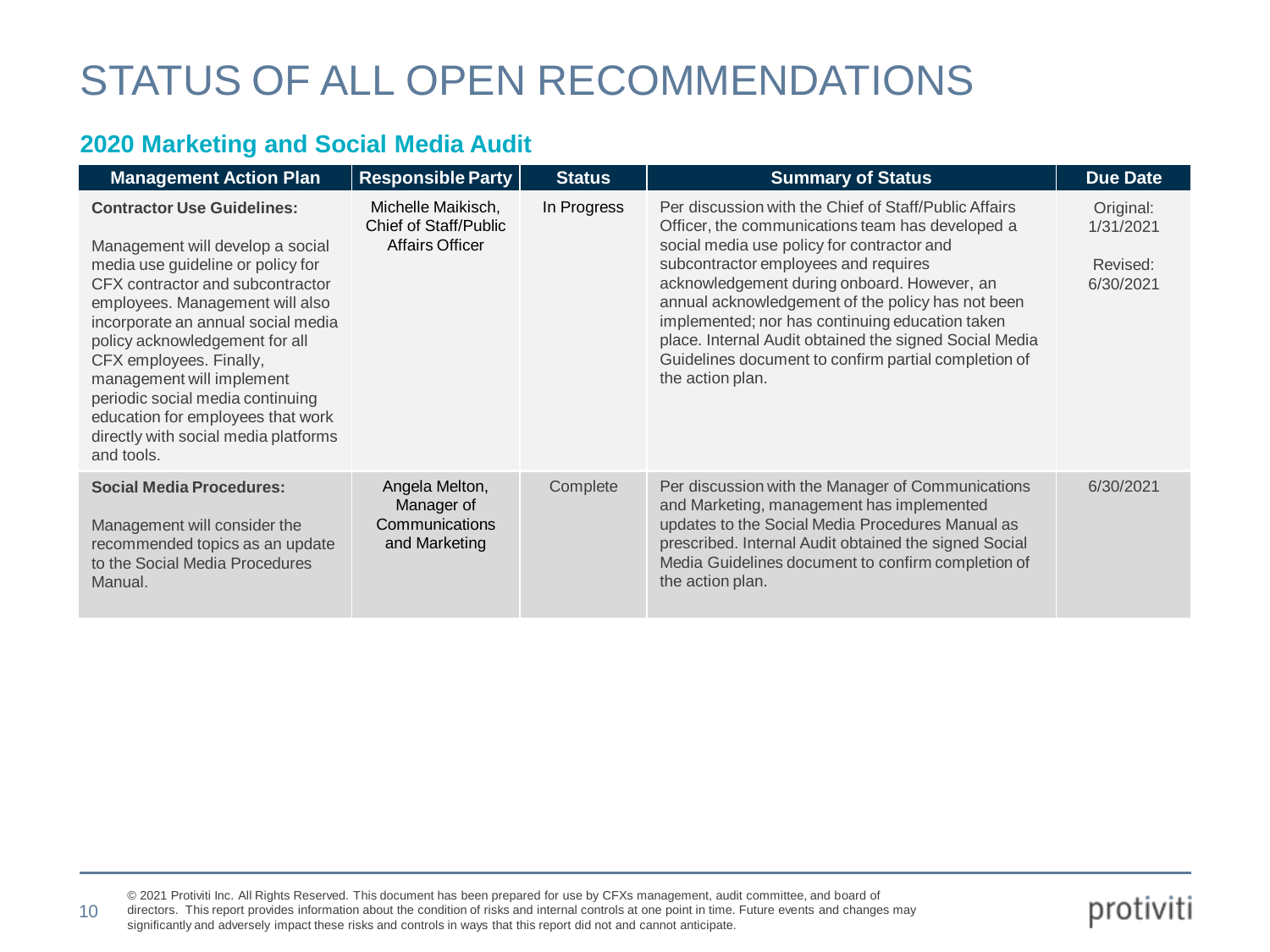# STATUS OF ALL OPEN RECOMMENDATIONS

## 2020 Marketing and Social Media Audit

| Management Action Plan | Responsible Party | Status | Summary of Status | Due Date |
|---|---|---|---|---|
| **Contractor Use Guidelines:**<br><br>Management will develop a social media use guideline or policy for CFX contractor and subcontractor employees. Management will also incorporate an annual social media policy acknowledgement for all CFX employees. Finally, management will implement periodic social media continuing education for employees that work directly with social media platforms and tools. | Michelle Maikisch, Chief of Staff/Public Affairs Officer | In Progress | Per discussion with the Chief of Staff/Public Affairs Officer, the communications team has developed a social media use policy for contractor and subcontractor employees and requires acknowledgement during onboard. However, an annual acknowledgement of the policy has not been implemented; nor has continuing education taken place. Internal Audit obtained the signed Social Media Guidelines document to confirm partial completion of the action plan. | Original: 1/31/2021<br><br>Revised: 6/30/2021 |
| **Social Media Procedures:**<br><br>Management will consider the recommended topics as an update to the Social Media Procedures Manual. | Angela Melton, Manager of Communications and Marketing | Complete | Per discussion with the Manager of Communications and Marketing, management has implemented updates to the Social Media Procedures Manual as prescribed. Internal Audit obtained the signed Social Media Guidelines document to confirm completion of the action plan. | 6/30/2021 |

© 2021 Protiviti Inc. All Rights Reserved. This document has been prepared for use by CFXs management, audit committee, and board of directors. This report provides information about the condition of risks and internal controls at one point in time. Future events and changes may significantly and adversely impact these risks and controls in ways that this report did not and cannot anticipate.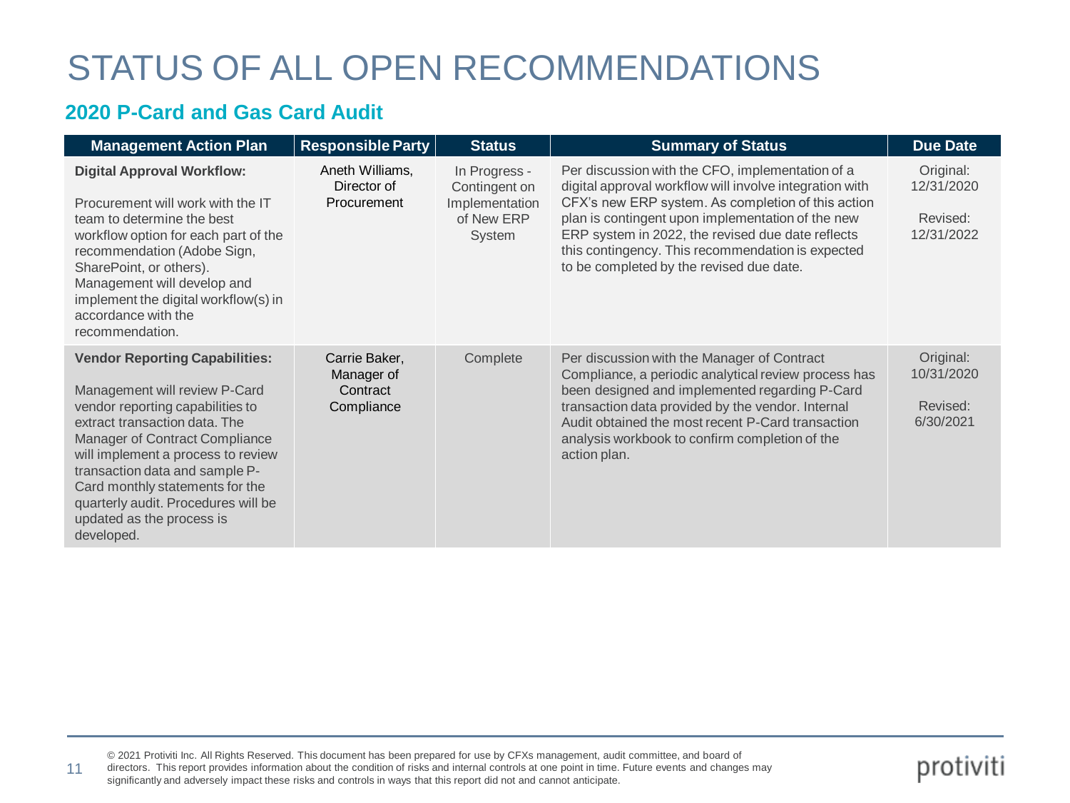# STATUS OF ALL OPEN RECOMMENDATIONS

## 2020 P-Card and Gas Card Audit

| Management Action Plan | Responsible Party | Status | Summary of Status | Due Date |
|---|---|---|---|---|
| **Digital Approval Workflow:**<br><br>Procurement will work with the IT team to determine the best workflow option for each part of the recommendation (Adobe Sign, SharePoint, or others). Management will develop and implement the digital workflow(s) in accordance with the recommendation. | Aneth Williams, Director of Procurement | In Progress - Contingent on Implementation of New ERP System | Per discussion with the CFO, implementation of a digital approval workflow will involve integration with CFX's new ERP system. As completion of this action plan is contingent upon implementation of the new ERP system in 2022, the revised due date reflects this contingency. This recommendation is expected to be completed by the revised due date. | Original: 12/31/2020<br><br>Revised: 12/31/2022 |
| **Vendor Reporting Capabilities:**<br><br>Management will review P-Card vendor reporting capabilities to extract transaction data. The Manager of Contract Compliance will implement a process to review transaction data and sample P-Card monthly statements for the quarterly audit. Procedures will be updated as the process is developed. | Carrie Baker, Manager of Contract Compliance | Complete | Per discussion with the Manager of Contract Compliance, a periodic analytical review process has been designed and implemented regarding P-Card transaction data provided by the vendor. Internal Audit obtained the most recent P-Card transaction analysis workbook to confirm completion of the action plan. | Original: 10/31/2020<br><br>Revised: 6/30/2021 |

© 2021 Protiviti Inc. All Rights Reserved. This document has been prepared for use by CFXs management, audit committee, and board of directors. This report provides information about the condition of risks and internal controls at one point in time. Future events and changes may significantly and adversely impact these risks and controls in ways that this report did not and cannot anticipate.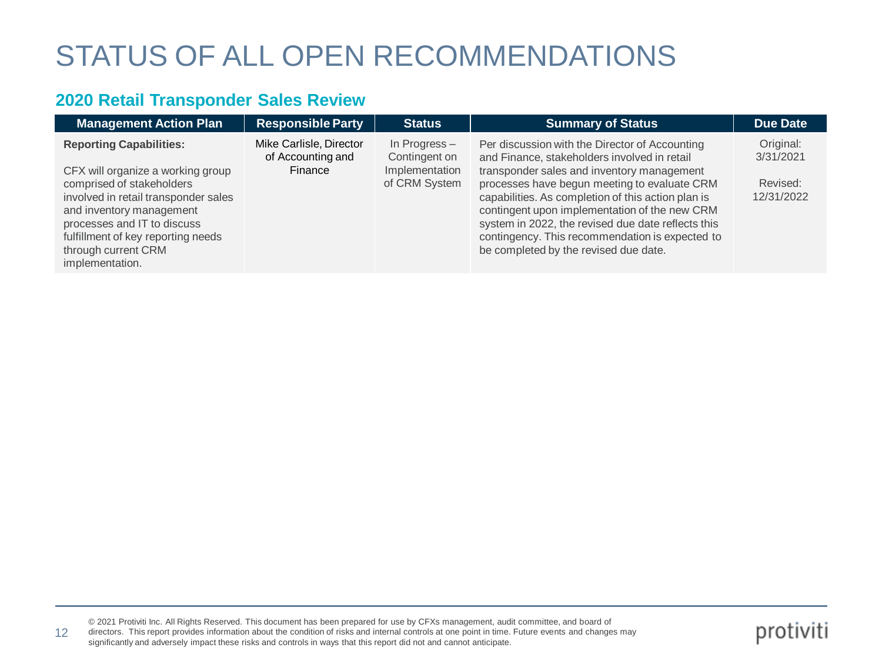# STATUS OF ALL OPEN RECOMMENDATIONS

## 2020 Retail Transponder Sales Review

| Management Action Plan | Responsible Party | Status | Summary of Status | Due Date |
|---|---|---|---|---|
| **Reporting Capabilities:**<br><br>CFX will organize a working group comprised of stakeholders involved in retail transponder sales and inventory management processes and IT to discuss fulfillment of key reporting needs through current CRM implementation. | Mike Carlisle, Director of Accounting and Finance | In Progress – Contingent on Implementation of CRM System | Per discussion with the Director of Accounting and Finance, stakeholders involved in retail transponder sales and inventory management processes have begun meeting to evaluate CRM capabilities. As completion of this action plan is contingent upon implementation of the new CRM system in 2022, the revised due date reflects this contingency. This recommendation is expected to be completed by the revised due date. | Original: 3/31/2021<br><br>Revised: 12/31/2022 |

© 2021 Protiviti Inc. All Rights Reserved. This document has been prepared for use by CFXs management, audit committee, and board of directors. This report provides information about the condition of risks and internal controls at one point in time. Future events and changes may significantly and adversely impact these risks and controls in ways that this report did not and cannot anticipate.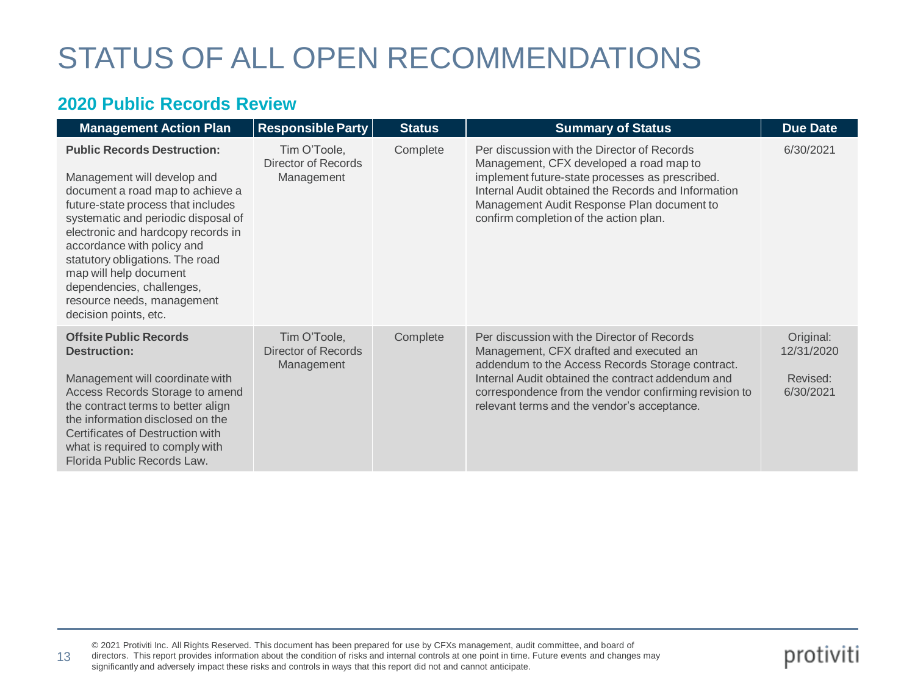# STATUS OF ALL OPEN RECOMMENDATIONS

## 2020 Public Records Review

| Management Action Plan | Responsible Party | Status | Summary of Status | Due Date |
|---|---|---|---|---|
| **Public Records Destruction:**<br><br>Management will develop and document a road map to achieve a future-state process that includes systematic and periodic disposal of electronic and hardcopy records in accordance with policy and statutory obligations. The road map will help document dependencies, challenges, resource needs, management decision points, etc. | Tim O'Toole, Director of Records Management | Complete | Per discussion with the Director of Records Management, CFX developed a road map to implement future-state processes as prescribed. Internal Audit obtained the Records and Information Management Audit Response Plan document to confirm completion of the action plan. | 6/30/2021 |
| **Offsite Public Records Destruction:**<br><br>Management will coordinate with Access Records Storage to amend the contract terms to better align the information disclosed on the Certificates of Destruction with what is required to comply with Florida Public Records Law. | Tim O'Toole, Director of Records Management | Complete | Per discussion with the Director of Records Management, CFX drafted and executed an addendum to the Access Records Storage contract. Internal Audit obtained the contract addendum and correspondence from the vendor confirming revision to relevant terms and the vendor's acceptance. | Original: 12/31/2020<br><br>Revised: 6/30/2021 |

© 2021 Protiviti Inc. All Rights Reserved. This document has been prepared for use by CFXs management, audit committee, and board of directors. This report provides information about the condition of risks and internal controls at one point in time. Future events and changes may significantly and adversely impact these risks and controls in ways that this report did not and cannot anticipate.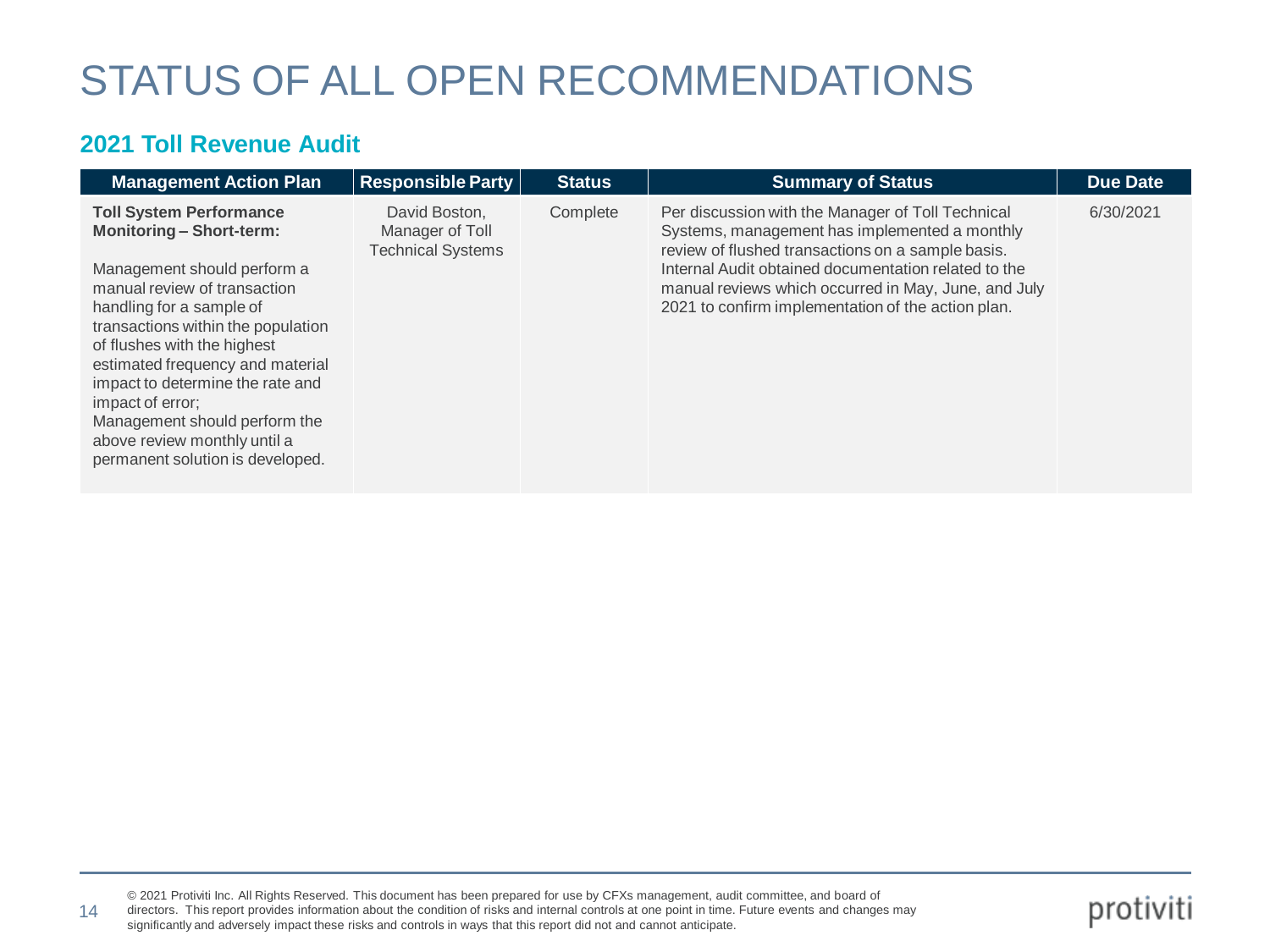# STATUS OF ALL OPEN RECOMMENDATIONS

## 2021 Toll Revenue Audit

| Management Action Plan | Responsible Party | Status | Summary of Status | Due Date |
|---|---|---|---|---|
| **Toll System Performance Monitoring – Short-term:**<br><br>Management should perform a manual review of transaction handling for a sample of transactions within the population of flushes with the highest estimated frequency and material impact to determine the rate and impact of error;<br>Management should perform the above review monthly until a permanent solution is developed. | David Boston, Manager of Toll Technical Systems | Complete | Per discussion with the Manager of Toll Technical Systems, management has implemented a monthly review of flushed transactions on a sample basis. Internal Audit obtained documentation related to the manual reviews which occurred in May, June, and July 2021 to confirm implementation of the action plan. | 6/30/2021 |

© 2021 Protiviti Inc. All Rights Reserved. This document has been prepared for use by CFXs management, audit committee, and board of directors. This report provides information about the condition of risks and internal controls at one point in time. Future events and changes may significantly and adversely impact these risks and controls in ways that this report did not and cannot anticipate.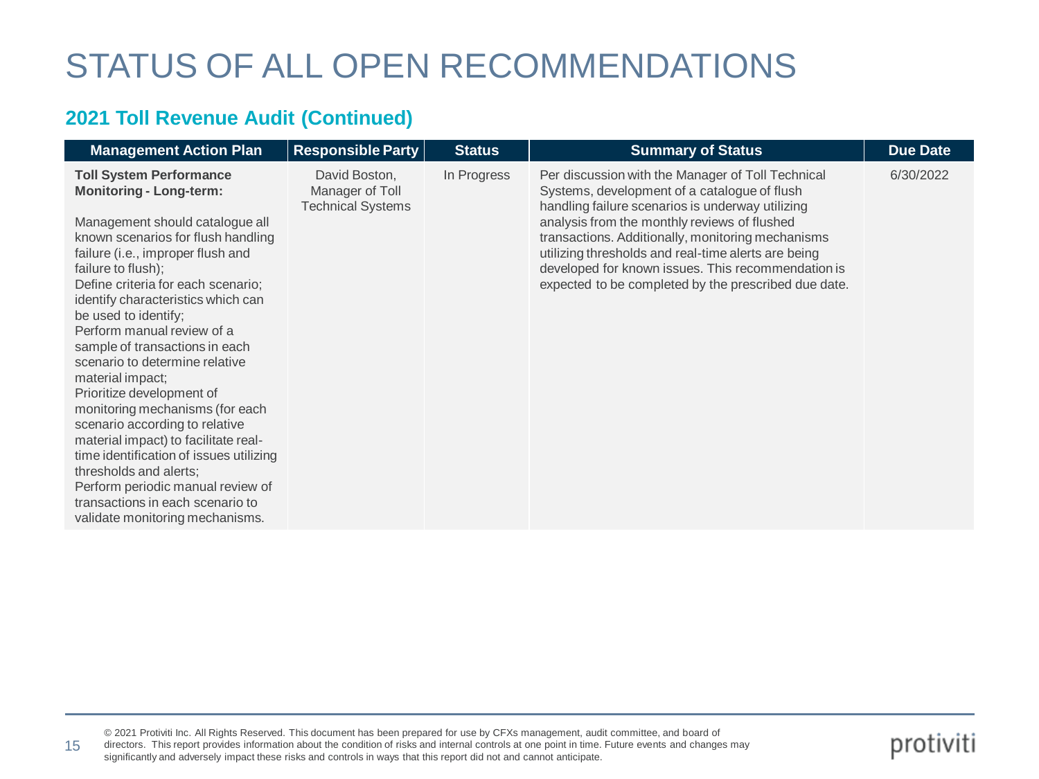# STATUS OF ALL OPEN RECOMMENDATIONS

## 2021 Toll Revenue Audit (Continued)

| Management Action Plan | Responsible Party | Status | Summary of Status | Due Date |
|---|---|---|---|---|
| **Toll System Performance Monitoring - Long-term:**<br><br>Management should catalogue all known scenarios for flush handling failure (i.e., improper flush and failure to flush);<br>Define criteria for each scenario; identify characteristics which can be used to identify;<br>Perform manual review of a sample of transactions in each scenario to determine relative material impact;<br>Prioritize development of monitoring mechanisms (for each scenario according to relative material impact) to facilitate real-time identification of issues utilizing thresholds and alerts;<br>Perform periodic manual review of transactions in each scenario to validate monitoring mechanisms. | David Boston, Manager of Toll Technical Systems | In Progress | Per discussion with the Manager of Toll Technical Systems, development of a catalogue of flush handling failure scenarios is underway utilizing analysis from the monthly reviews of flushed transactions. Additionally, monitoring mechanisms utilizing thresholds and real-time alerts are being developed for known issues. This recommendation is expected to be completed by the prescribed due date. | 6/30/2022 |

© 2021 Protiviti Inc. All Rights Reserved. This document has been prepared for use by CFXs management, audit committee, and board of directors. This report provides information about the condition of risks and internal controls at one point in time. Future events and changes may significantly and adversely impact these risks and controls in ways that this report did not and cannot anticipate.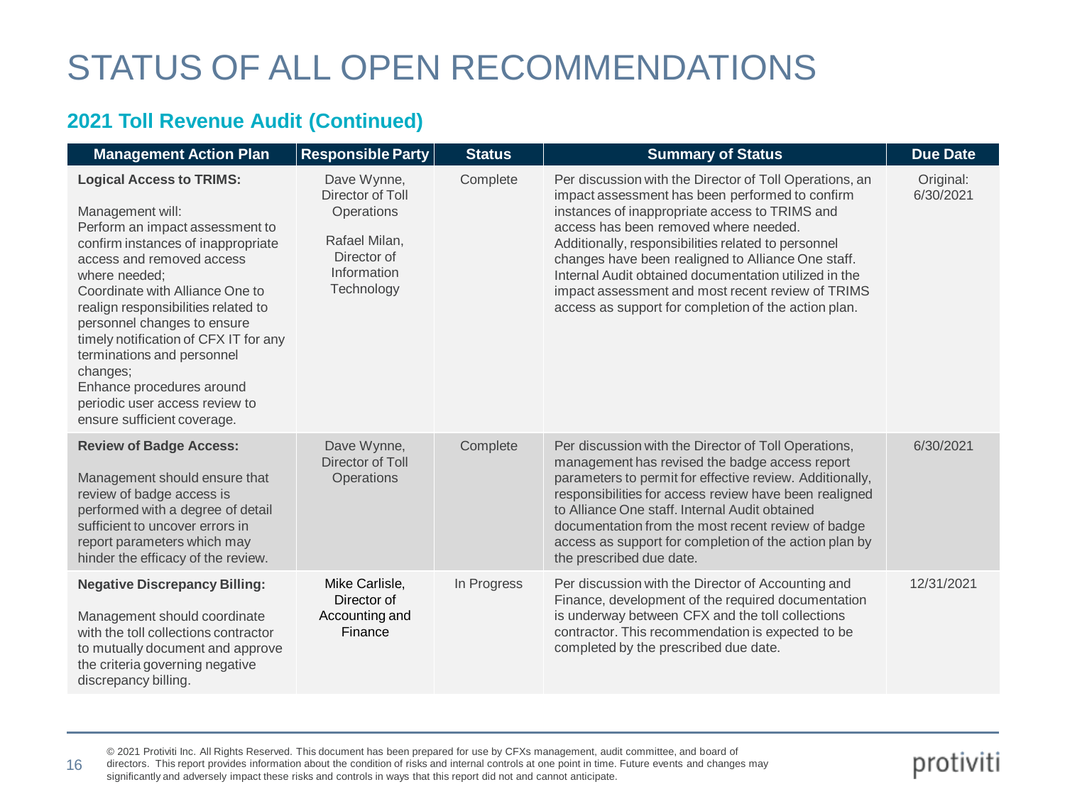# STATUS OF ALL OPEN RECOMMENDATIONS

## 2021 Toll Revenue Audit (Continued)

| Management Action Plan | Responsible Party | Status | Summary of Status | Due Date |
|---|---|---|---|---|
| **Logical Access to TRIMS:**<br><br>Management will:<br>Perform an impact assessment to confirm instances of inappropriate access and removed access where needed;<br>Coordinate with Alliance One to realign responsibilities related to personnel changes to ensure timely notification of CFX IT for any terminations and personnel changes;<br>Enhance procedures around periodic user access review to ensure sufficient coverage. | Dave Wynne, Director of Toll Operations<br><br>Rafael Milan, Director of Information Technology | Complete | Per discussion with the Director of Toll Operations, an impact assessment has been performed to confirm instances of inappropriate access to TRIMS and access has been removed where needed. Additionally, responsibilities related to personnel changes have been realigned to Alliance One staff. Internal Audit obtained documentation utilized in the impact assessment and most recent review of TRIMS access as support for completion of the action plan. | Original: 6/30/2021 |
| **Review of Badge Access:**<br><br>Management should ensure that review of badge access is performed with a degree of detail sufficient to uncover errors in report parameters which may hinder the efficacy of the review. | Dave Wynne, Director of Toll Operations | Complete | Per discussion with the Director of Toll Operations, management has revised the badge access report parameters to permit for effective review. Additionally, responsibilities for access review have been realigned to Alliance One staff. Internal Audit obtained documentation from the most recent review of badge access as support for completion of the action plan by the prescribed due date. | 6/30/2021 |
| **Negative Discrepancy Billing:**<br><br>Management should coordinate with the toll collections contractor to mutually document and approve the criteria governing negative discrepancy billing. | Mike Carlisle, Director of Accounting and Finance | In Progress | Per discussion with the Director of Accounting and Finance, development of the required documentation is underway between CFX and the toll collections contractor. This recommendation is expected to be completed by the prescribed due date. | 12/31/2021 |

© 2021 Protiviti Inc. All Rights Reserved. This document has been prepared for use by CFXs management, audit committee, and board of directors. This report provides information about the condition of risks and internal controls at one point in time. Future events and changes may significantly and adversely impact these risks and controls in ways that this report did not and cannot anticipate.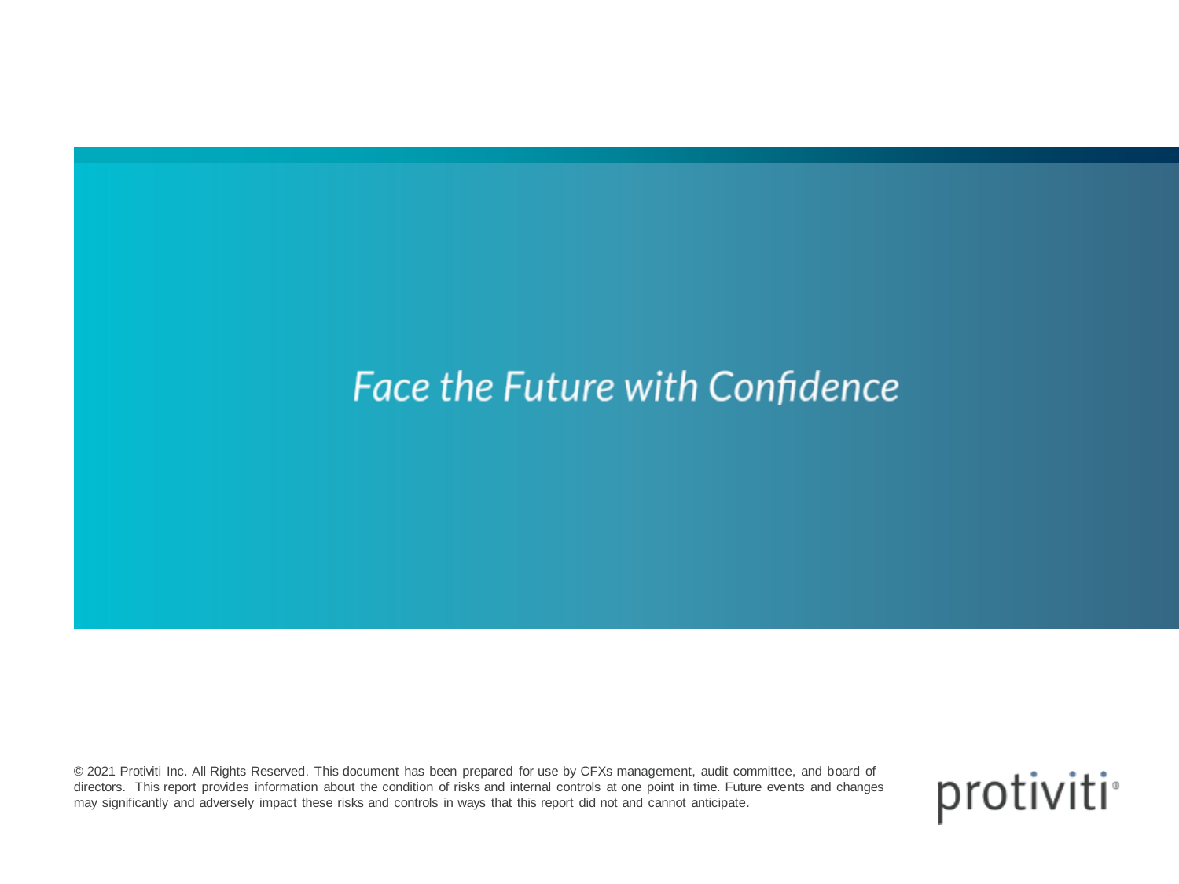*Face the Future with Confidence*

© 2021 Protiviti Inc. All Rights Reserved. This document has been prepared for use by CFXs management, audit committee, and board of directors. This report provides information about the condition of risks and internal controls at one point in time. Future events and changes may significantly and adversely impact these risks and controls in ways that this report did not and cannot anticipate.

protiviti®